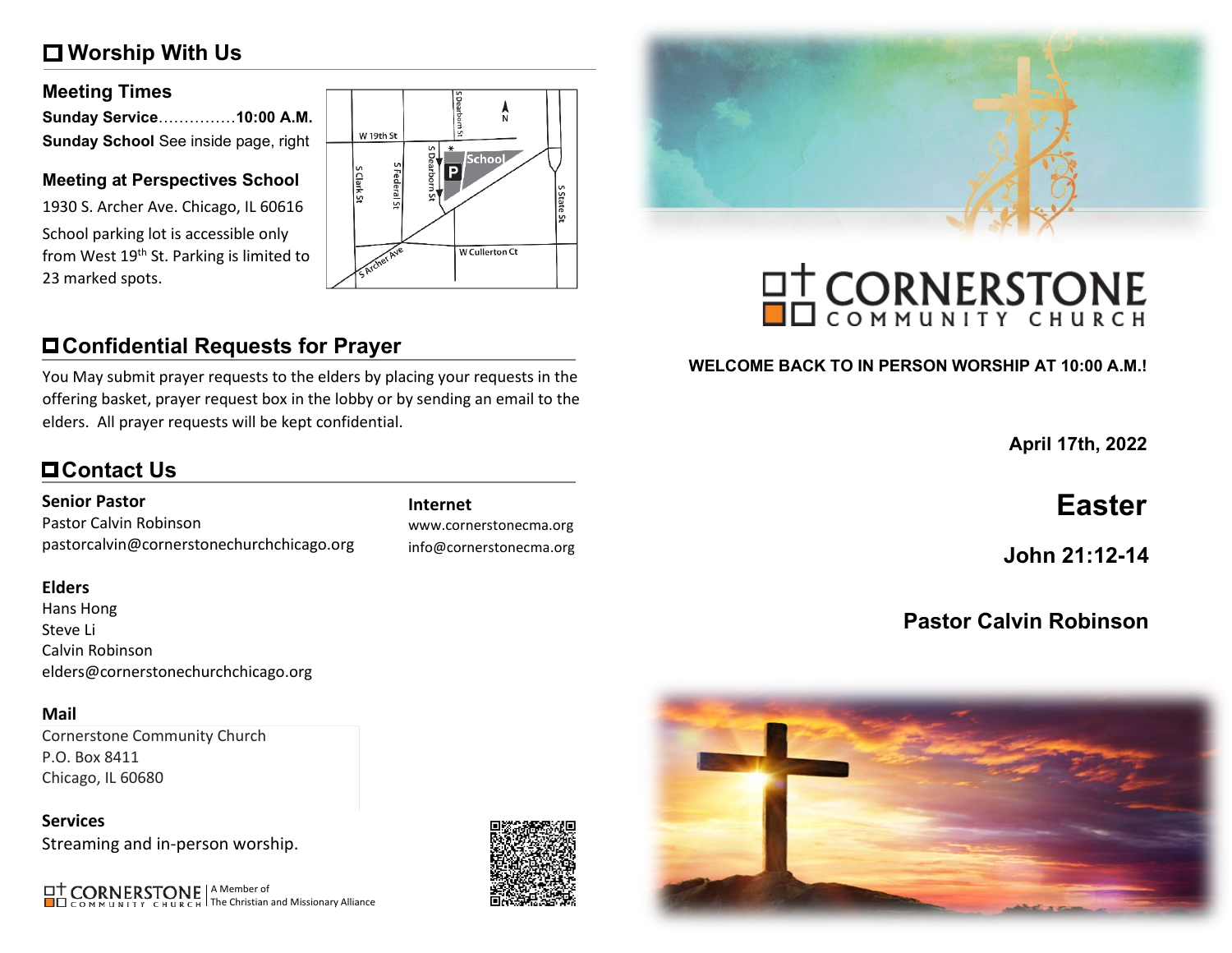## Worship With Us

### Meeting Times

**Sunday Service**...............**10:00 A.M.**
**Sunday School** See inside page, right

### Meeting at Perspectives School

1930 S. Archer Ave. Chicago, IL 60616

School parking lot is accessible only from West 19th St. Parking is limited to 23 marked spots.

## Confidential Requests for Prayer

You May submit prayer requests to the elders by placing your requests in the offering basket, prayer request box in the lobby or by sending an email to the elders. All prayer requests will be kept confidential.

## Contact Us

**Senior Pastor**
Pastor Calvin Robinson
pastorcalvin@cornerstonechurchchicago.org

**Internet**
www.cornerstonecma.org
info@cornerstonecma.org

**Elders**
Hans Hong
Steve Li
Calvin Robinson
elders@cornerstonechurchchicago.org

**Mail**
Cornerstone Community Church
P.O. Box 8411
Chicago, IL 60680

**Services**
Streaming and in-person worship.

CORNERSTONE COMMUNITY CHURCH | A Member of The Christian and Missionary Alliance

# CORNERSTONE COMMUNITY CHURCH

**WELCOME BACK TO IN PERSON WORSHIP AT 10:00 A.M.!**

**April 17th, 2022**

## Easter

**John 21:12-14**

**Pastor Calvin Robinson**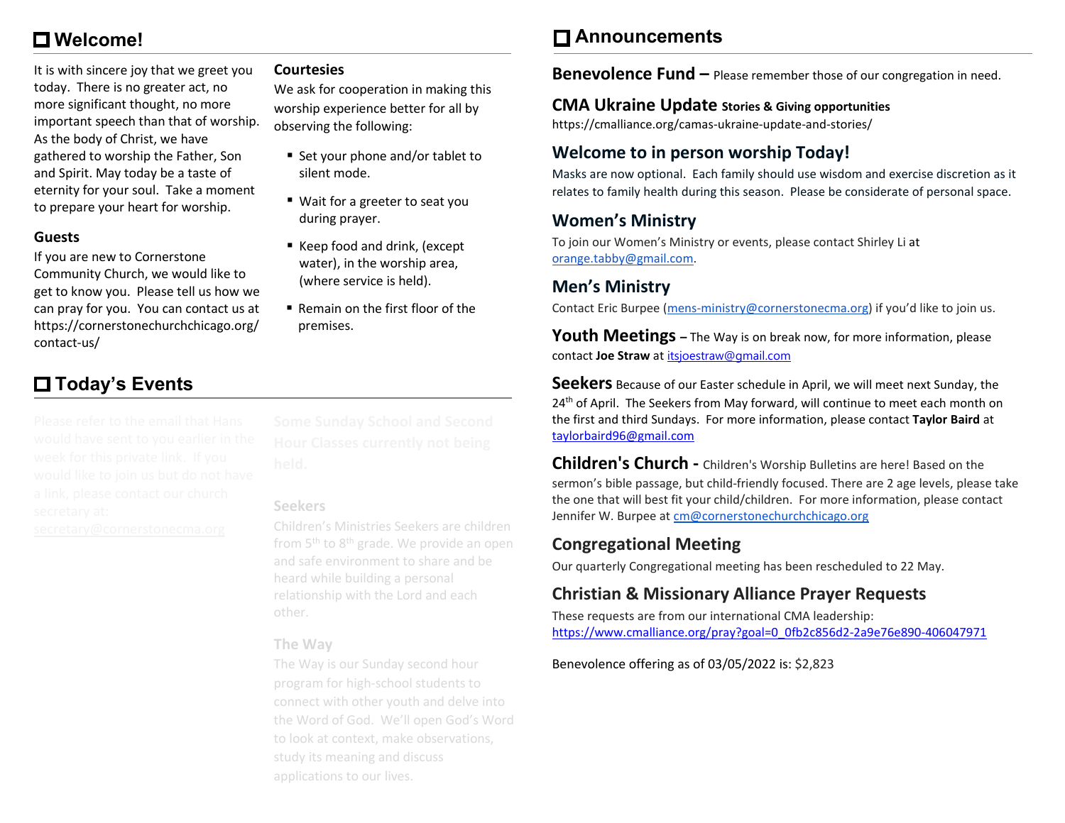# ☐ Welcome!

It is with sincere joy that we greet you today. There is no greater act, no more significant thought, no more important speech than that of worship. As the body of Christ, we have gathered to worship the Father, Son and Spirit. May today be a taste of eternity for your soul. Take a moment to prepare your heart for worship.

### Guests

If you are new to Cornerstone Community Church, we would like to get to know you. Please tell us how we can pray for you. You can contact us at https://cornerstonechurchchicago.org/contact-us/

### Courtesies

We ask for cooperation in making this worship experience better for all by observing the following:

- Set your phone and/or tablet to silent mode.
- Wait for a greeter to seat you during prayer.
- Keep food and drink, (except water), in the worship area, (where service is held).
- Remain on the first floor of the premises.

# ☐ Today's Events

Please refer to the email that Hans would have sent to you earlier in the week for this private link. If you would like to join us but do not have a link, please contact our church secretary at: secretary@cornerstonecma.org

**Some Sunday School and Second Hour Classes currently not being held.**

### Seekers

Children's Ministries Seekers are children from 5th to 8th grade. We provide an open and safe environment to share and be heard while building a personal relationship with the Lord and each other.

### The Way

The Way is our Sunday second hour program for high-school students to connect with other youth and delve into the Word of God. We'll open God's Word to look at context, make observations, study its meaning and discuss applications to our lives.

# ☐ Announcements

**Benevolence Fund –** Please remember those of our congregation in need.

**CMA Ukraine Update** **Stories & Giving opportunities**
https://cmalliance.org/camas-ukraine-update-and-stories/

## Welcome to in person worship Today!

Masks are now optional. Each family should use wisdom and exercise discretion as it relates to family health during this season. Please be considerate of personal space.

## Women's Ministry

To join our Women's Ministry or events, please contact Shirley Li at orange.tabby@gmail.com.

## Men's Ministry

Contact Eric Burpee (mens-ministry@cornerstonecma.org) if you'd like to join us.

**Youth Meetings –** The Way is on break now, for more information, please contact **Joe Straw** at itsjoestraw@gmail.com

**Seekers** Because of our Easter schedule in April, we will meet next Sunday, the 24th of April. The Seekers from May forward, will continue to meet each month on the first and third Sundays. For more information, please contact **Taylor Baird** at taylorbaird96@gmail.com

**Children's Church -** Children's Worship Bulletins are here! Based on the sermon's bible passage, but child-friendly focused. There are 2 age levels, please take the one that will best fit your child/children. For more information, please contact Jennifer W. Burpee at cm@cornerstonechurchchicago.org

## Congregational Meeting

Our quarterly Congregational meeting has been rescheduled to 22 May.

## Christian & Missionary Alliance Prayer Requests

These requests are from our international CMA leadership:
https://www.cmalliance.org/pray?goal=0_0fb2c856d2-2a9e76e890-406047971

Benevolence offering as of 03/05/2022 is: $2,823